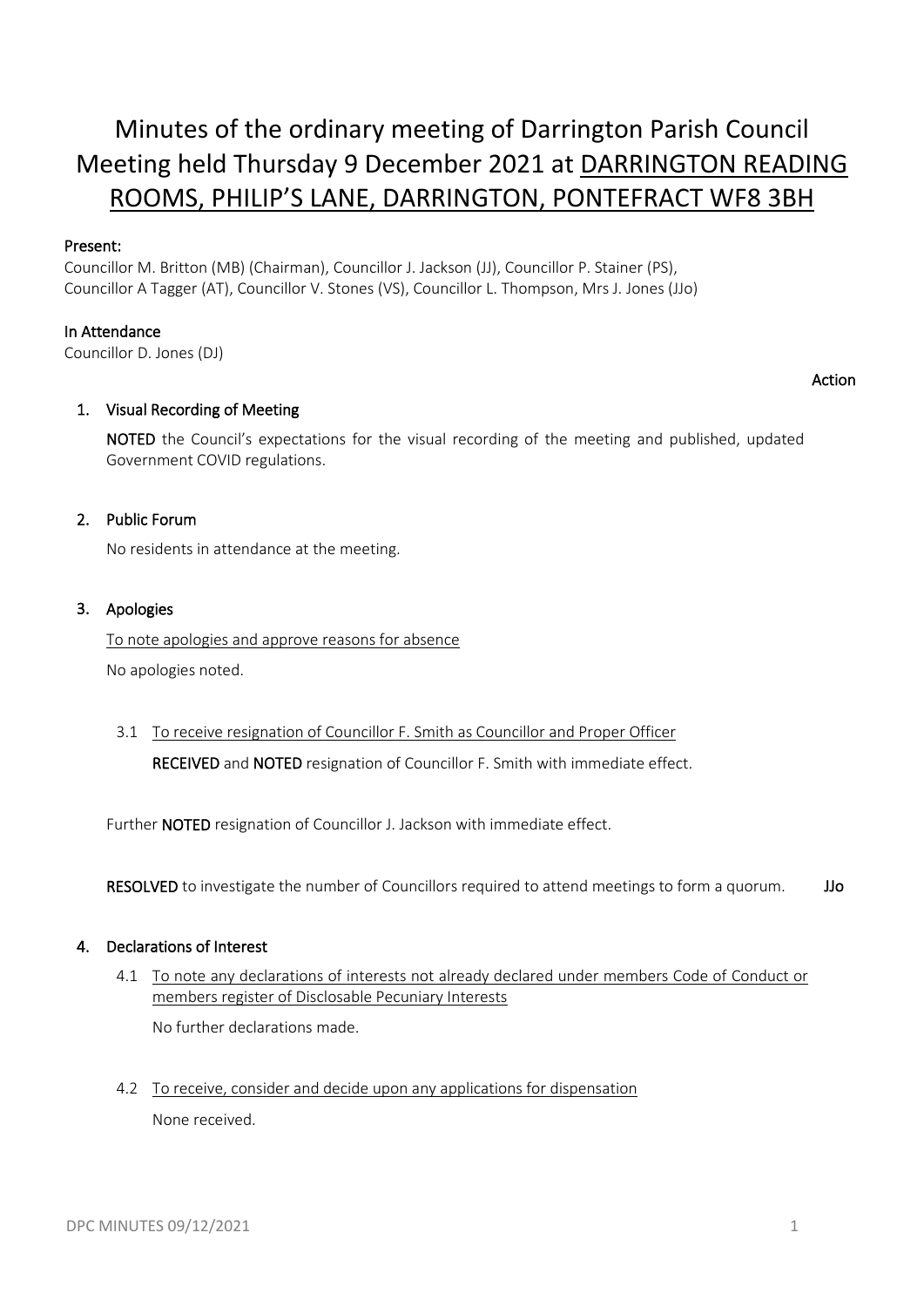# Minutes of the ordinary meeting of Darrington Parish Council Meeting held Thursday 9 December 2021 at DARRINGTON READING ROOMS, PHILIP'S LANE, DARRINGTON, PONTEFRACT WF8 3BH

**Present:**

Councillor M. Britton (MB) (Chairman), Councillor J. Jackson (JJ), Councillor P. Stainer (PS), Councillor A Tagger (AT), Councillor V. Stones (VS), Councillor L. Thompson, Mrs J. Jones (JJo)

**In Attendance**

Councillor D. Jones (DJ)

**Action**

## 1. Visual Recording of Meeting

**NOTED** the Council's expectations for the visual recording of the meeting and published, updated Government COVID regulations.

## 2. Public Forum

No residents in attendance at the meeting.

## 3. Apologies

To note apologies and approve reasons for absence

No apologies noted.

3.1 To receive resignation of Councillor F. Smith as Councillor and Proper Officer

**RECEIVED** and **NOTED** resignation of Councillor F. Smith with immediate effect.

Further **NOTED** resignation of Councillor J. Jackson with immediate effect.

**RESOLVED** to investigate the number of Councillors required to attend meetings to form a quorum. **JJo**

## 4. Declarations of Interest

4.1 To note any declarations of interests not already declared under members Code of Conduct or members register of Disclosable Pecuniary Interests

No further declarations made.

4.2 To receive, consider and decide upon any applications for dispensation

None received.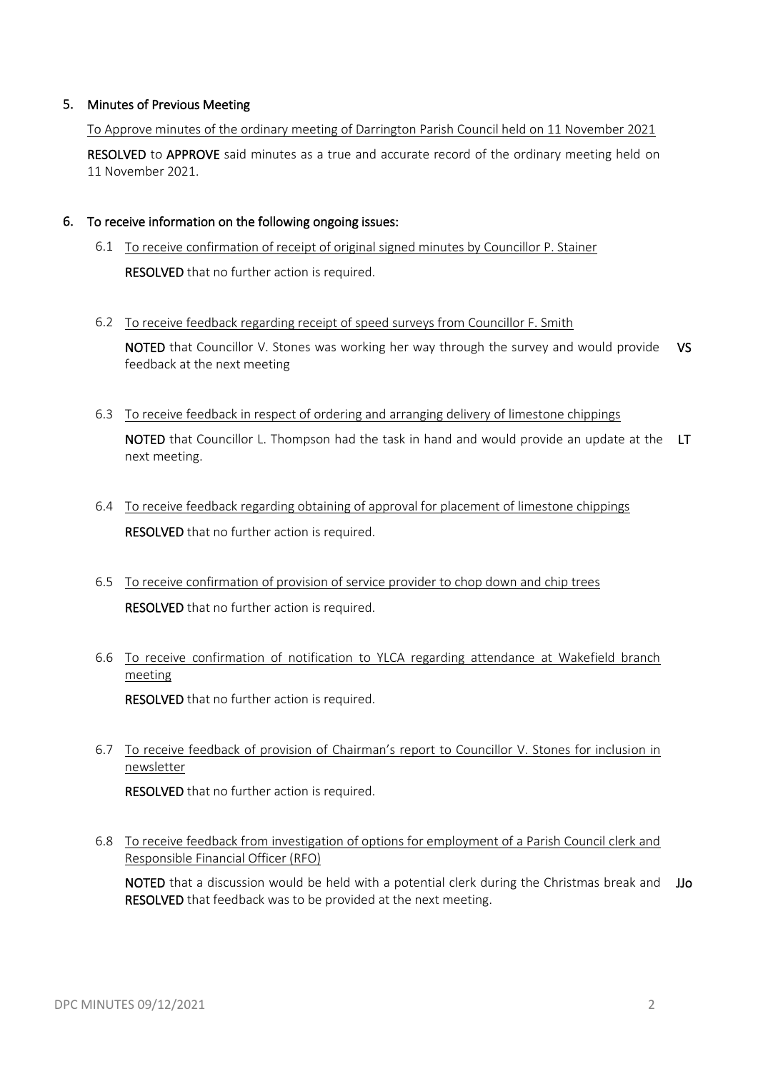## 5. Minutes of Previous Meeting

To Approve minutes of the ordinary meeting of Darrington Parish Council held on 11 November 2021

**RESOLVED** to **APPROVE** said minutes as a true and accurate record of the ordinary meeting held on 11 November 2021.

## 6. To receive information on the following ongoing issues:

6.1 To receive confirmation of receipt of original signed minutes by Councillor P. Stainer

**RESOLVED** that no further action is required.

6.2 To receive feedback regarding receipt of speed surveys from Councillor F. Smith

**NOTED** that Councillor V. Stones was working her way through the survey and would provide feedback at the next meeting **VS**

6.3 To receive feedback in respect of ordering and arranging delivery of limestone chippings

**NOTED** that Councillor L. Thompson had the task in hand and would provide an update at the next meeting. **LT**

6.4 To receive feedback regarding obtaining of approval for placement of limestone chippings

**RESOLVED** that no further action is required.

6.5 To receive confirmation of provision of service provider to chop down and chip trees

**RESOLVED** that no further action is required.

6.6 To receive confirmation of notification to YLCA regarding attendance at Wakefield branch meeting

**RESOLVED** that no further action is required.

6.7 To receive feedback of provision of Chairman's report to Councillor V. Stones for inclusion in newsletter

**RESOLVED** that no further action is required.

6.8 To receive feedback from investigation of options for employment of a Parish Council clerk and Responsible Financial Officer (RFO)

**NOTED** that a discussion would be held with a potential clerk during the Christmas break and **RESOLVED** that feedback was to be provided at the next meeting. **JJo**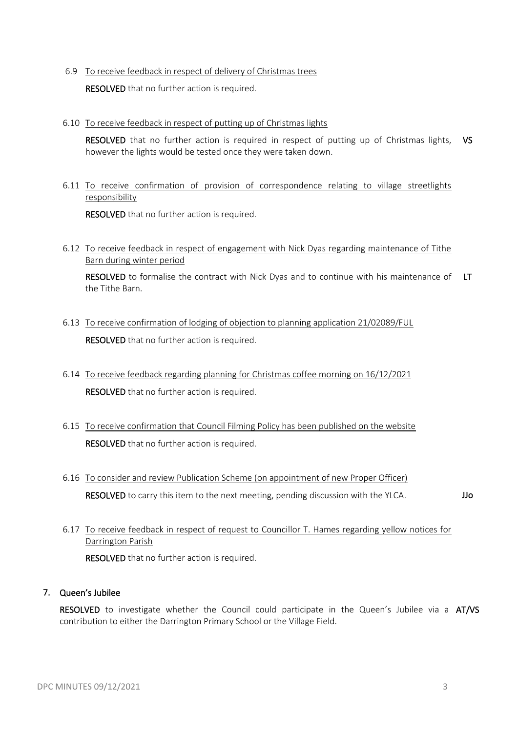6.9 To receive feedback in respect of delivery of Christmas trees

**RESOLVED** that no further action is required.

6.10 To receive feedback in respect of putting up of Christmas lights

**RESOLVED** that no further action is required in respect of putting up of Christmas lights, however the lights would be tested once they were taken down. **VS**

6.11 To receive confirmation of provision of correspondence relating to village streetlights responsibility

**RESOLVED** that no further action is required.

6.12 To receive feedback in respect of engagement with Nick Dyas regarding maintenance of Tithe Barn during winter period

**RESOLVED** to formalise the contract with Nick Dyas and to continue with his maintenance of the Tithe Barn. **LT**

6.13 To receive confirmation of lodging of objection to planning application 21/02089/FUL

**RESOLVED** that no further action is required.

6.14 To receive feedback regarding planning for Christmas coffee morning on 16/12/2021

**RESOLVED** that no further action is required.

6.15 To receive confirmation that Council Filming Policy has been published on the website

**RESOLVED** that no further action is required.

6.16 To consider and review Publication Scheme (on appointment of new Proper Officer)

**RESOLVED** to carry this item to the next meeting, pending discussion with the YLCA. **JJo**

6.17 To receive feedback in respect of request to Councillor T. Hames regarding yellow notices for Darrington Parish

**RESOLVED** that no further action is required.

## 7. Queen's Jubilee

**RESOLVED** to investigate whether the Council could participate in the Queen's Jubilee via a contribution to either the Darrington Primary School or the Village Field. **AT/VS**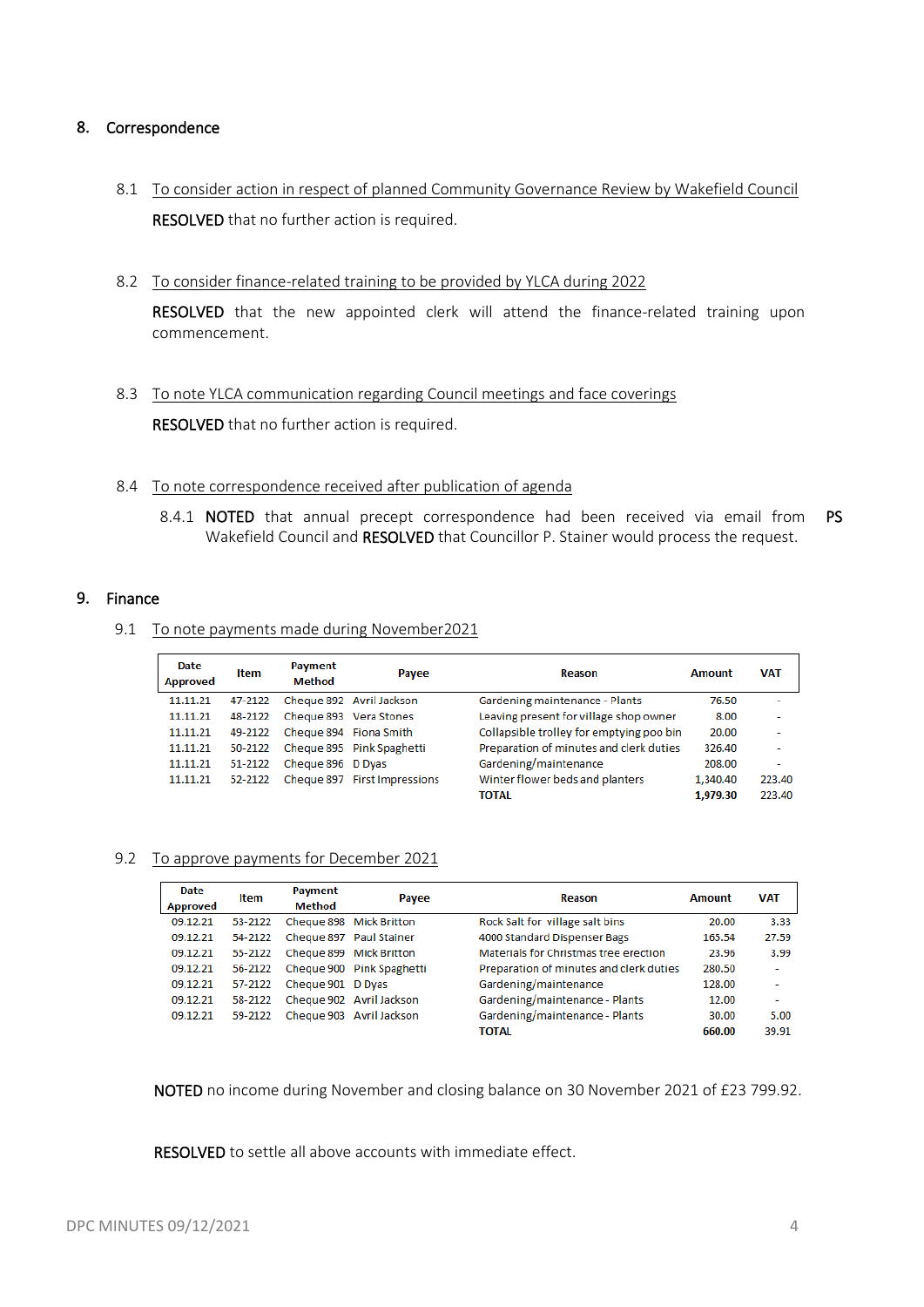## 8. Correspondence

8.1 To consider action in respect of planned Community Governance Review by Wakefield Council

**RESOLVED** that no further action is required.

8.2 To consider finance-related training to be provided by YLCA during 2022

**RESOLVED** that the new appointed clerk will attend the finance-related training upon commencement.

8.3 To note YLCA communication regarding Council meetings and face coverings

**RESOLVED** that no further action is required.

8.4 To note correspondence received after publication of agenda

8.4.1 **NOTED** that annual precept correspondence had been received via email from Wakefield Council and **RESOLVED** that Councillor P. Stainer would process the request. **PS**

## 9. Finance

9.1 To note payments made during November2021

| Date Approved | Item | Payment Method | Payee | Reason | Amount | VAT |
|---|---|---|---|---|---|---|
| 11.11.21 | 47-2122 | Cheque 892 | Avril Jackson | Gardening maintenance - Plants | 76.50 | - |
| 11.11.21 | 48-2122 | Cheque 893 | Vera Stones | Leaving present for village shop owner | 8.00 | - |
| 11.11.21 | 49-2122 | Cheque 894 | Fiona Smith | Collapsible trolley for emptying poo bin | 20.00 | - |
| 11.11.21 | 50-2122 | Cheque 895 | Pink Spaghetti | Preparation of minutes and clerk duties | 326.40 | - |
| 11.11.21 | 51-2122 | Cheque 896 | D Dyas | Gardening/maintenance | 208.00 | - |
| 11.11.21 | 52-2122 | Cheque 897 | First Impressions | Winter flower beds and planters | 1,340.40 | 223.40 |
| | | | | **TOTAL** | **1,979.30** | 223.40 |

9.2 To approve payments for December 2021

| Date Approved | Item | Payment Method | Payee | Reason | Amount | VAT |
|---|---|---|---|---|---|---|
| 09.12.21 | 53-2122 | Cheque 898 | Mick Britton | Rock Salt for village salt bins | 20.00 | 3.33 |
| 09.12.21 | 54-2122 | Cheque 897 | Paul Stainer | 4000 Standard Dispenser Bags | 165.54 | 27.59 |
| 09.12.21 | 55-2122 | Cheque 899 | Mick Britton | Materials for Christmas tree erection | 23.96 | 3.99 |
| 09.12.21 | 56-2122 | Cheque 900 | Pink Spaghetti | Preparation of minutes and clerk duties | 280.50 | - |
| 09.12.21 | 57-2122 | Cheque 901 | D Dyas | Gardening/maintenance | 128.00 | - |
| 09.12.21 | 58-2122 | Cheque 902 | Avril Jackson | Gardening/maintenance - Plants | 12.00 | - |
| 09.12.21 | 59-2122 | Cheque 903 | Avril Jackson | Gardening/maintenance - Plants | 30.00 | 5.00 |
| | | | | **TOTAL** | **660.00** | 39.91 |

**NOTED** no income during November and closing balance on 30 November 2021 of £23 799.92.

**RESOLVED** to settle all above accounts with immediate effect.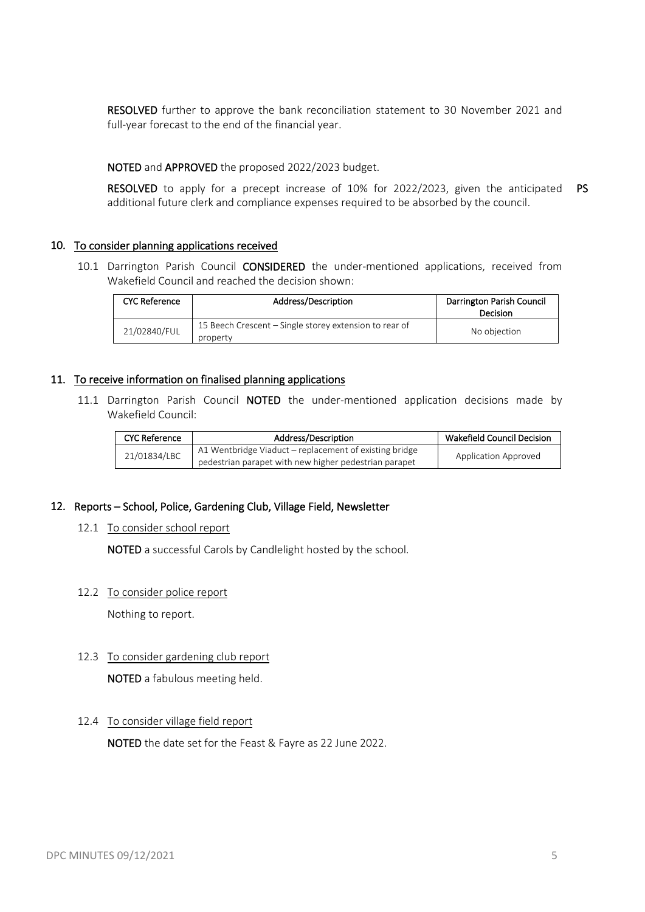**RESOLVED** further to approve the bank reconciliation statement to 30 November 2021 and full-year forecast to the end of the financial year.

**NOTED** and **APPROVED** the proposed 2022/2023 budget.

**RESOLVED** to apply for a precept increase of 10% for 2022/2023, given the anticipated additional future clerk and compliance expenses required to be absorbed by the council. **PS**

## 10. To consider planning applications received

10.1 Darrington Parish Council **CONSIDERED** the under-mentioned applications, received from Wakefield Council and reached the decision shown:

| CYC Reference | Address/Description | Darrington Parish Council Decision |
|---|---|---|
| 21/02840/FUL | 15 Beech Crescent – Single storey extension to rear of property | No objection |

## 11. To receive information on finalised planning applications

11.1 Darrington Parish Council **NOTED** the under-mentioned application decisions made by Wakefield Council:

| CYC Reference | Address/Description | Wakefield Council Decision |
|---|---|---|
| 21/01834/LBC | A1 Wentbridge Viaduct – replacement of existing bridge pedestrian parapet with new higher pedestrian parapet | Application Approved |

## 12. Reports – School, Police, Gardening Club, Village Field, Newsletter

12.1 To consider school report

**NOTED** a successful Carols by Candlelight hosted by the school.

12.2 To consider police report

Nothing to report.

12.3 To consider gardening club report

**NOTED** a fabulous meeting held.

12.4 To consider village field report

**NOTED** the date set for the Feast & Fayre as 22 June 2022.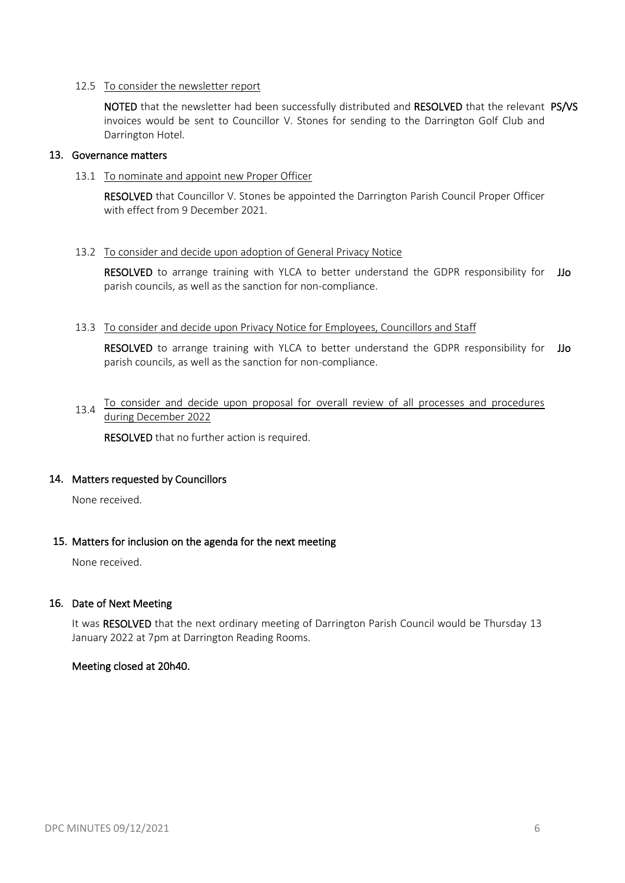12.5 To consider the newsletter report

**NOTED** that the newsletter had been successfully distributed and **RESOLVED** that the relevant invoices would be sent to Councillor V. Stones for sending to the Darrington Golf Club and Darrington Hotel. **PS/VS**

## 13. Governance matters

13.1 To nominate and appoint new Proper Officer

**RESOLVED** that Councillor V. Stones be appointed the Darrington Parish Council Proper Officer with effect from 9 December 2021.

13.2 To consider and decide upon adoption of General Privacy Notice

**RESOLVED** to arrange training with YLCA to better understand the GDPR responsibility for parish councils, as well as the sanction for non-compliance. **JJo**

13.3 To consider and decide upon Privacy Notice for Employees, Councillors and Staff

**RESOLVED** to arrange training with YLCA to better understand the GDPR responsibility for parish councils, as well as the sanction for non-compliance. **JJo**

13.4 To consider and decide upon proposal for overall review of all processes and procedures during December 2022

**RESOLVED** that no further action is required.

## 14. Matters requested by Councillors

None received.

## 15. Matters for inclusion on the agenda for the next meeting

None received.

## 16. Date of Next Meeting

It was **RESOLVED** that the next ordinary meeting of Darrington Parish Council would be Thursday 13 January 2022 at 7pm at Darrington Reading Rooms.

**Meeting closed at 20h40.**